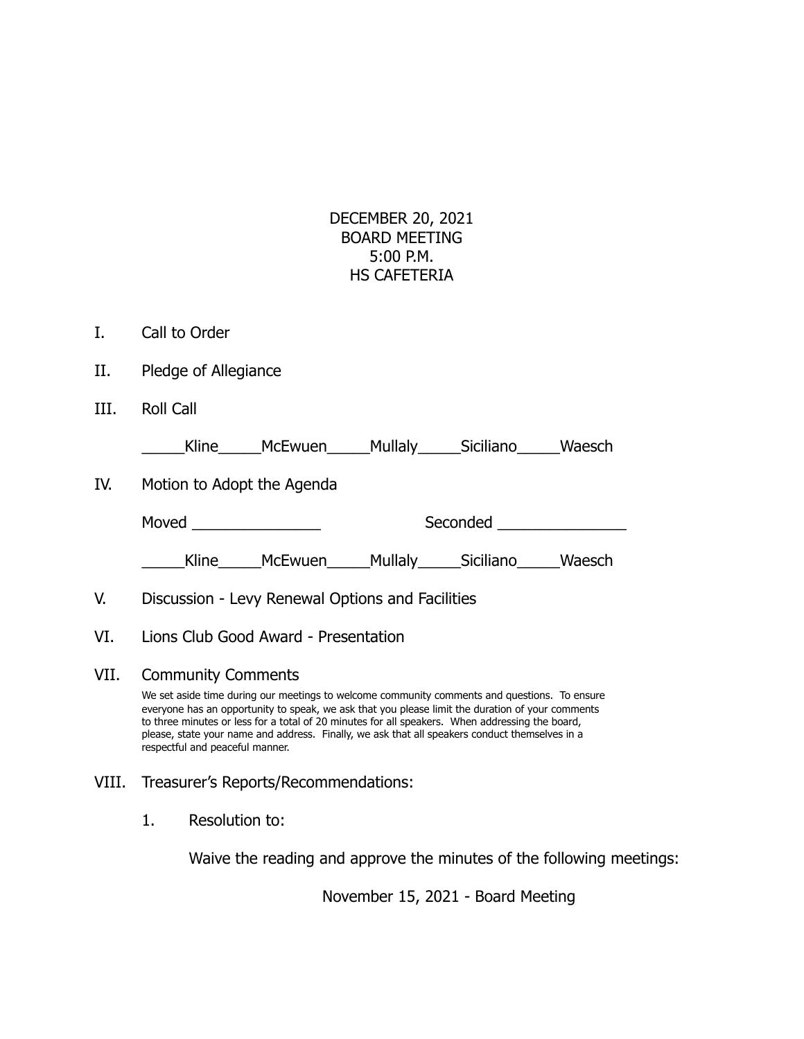DECEMBER 20, 2021
BOARD MEETING
5:00 P.M.
HS CAFETERIA

I. Call to Order

II. Pledge of Allegiance

III. Roll Call

_____Kline_____McEwuen_____Mullaly_____Siciliano_____Waesch

IV. Motion to Adopt the Agenda

Moved _______________ Seconded _______________

_____Kline_____McEwuen_____Mullaly_____Siciliano_____Waesch

V. Discussion - Levy Renewal Options and Facilities

VI. Lions Club Good Award - Presentation

VII. Community Comments

We set aside time during our meetings to welcome community comments and questions. To ensure everyone has an opportunity to speak, we ask that you please limit the duration of your comments to three minutes or less for a total of 20 minutes for all speakers. When addressing the board, please, state your name and address. Finally, we ask that all speakers conduct themselves in a respectful and peaceful manner.

VIII. Treasurer's Reports/Recommendations:

1. Resolution to:

Waive the reading and approve the minutes of the following meetings:

November 15, 2021 - Board Meeting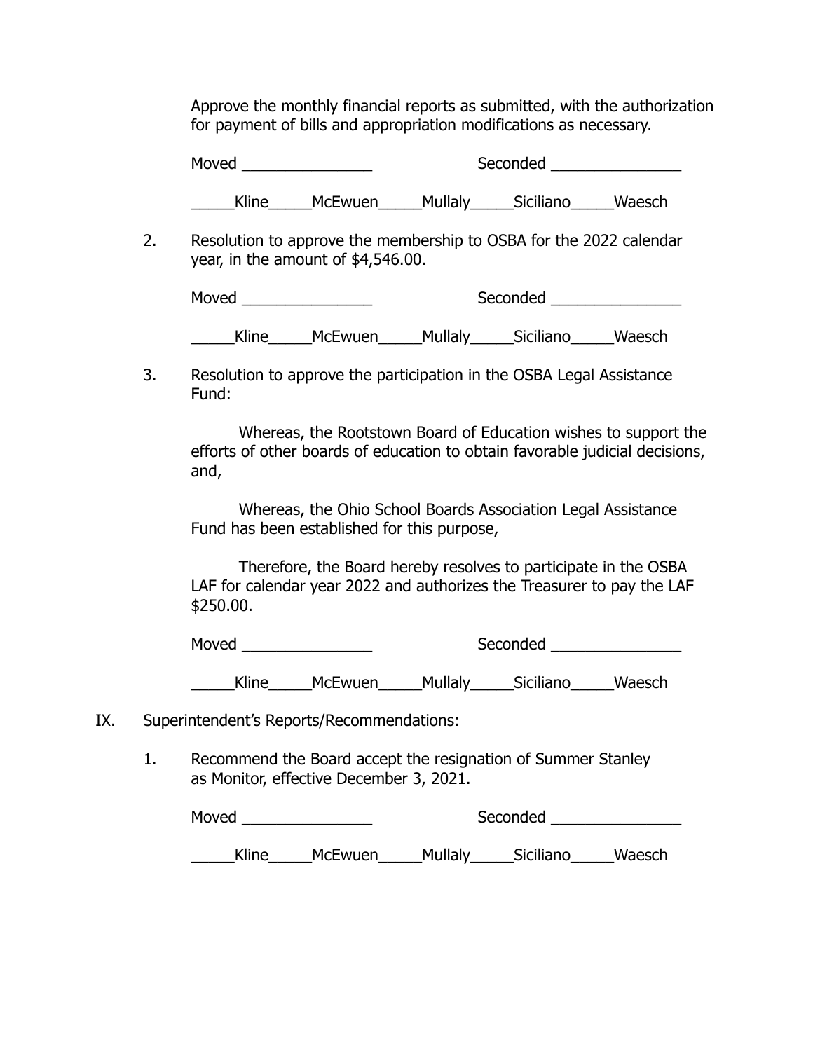Approve the monthly financial reports as submitted, with the authorization for payment of bills and appropriation modifications as necessary.

Moved _______________ Seconded _______________

_____Kline_____McEwuen_____Mullaly_____Siciliano_____Waesch

2. Resolution to approve the membership to OSBA for the 2022 calendar year, in the amount of $4,546.00.

Moved _______________ Seconded _______________

_____Kline_____McEwuen_____Mullaly_____Siciliano_____Waesch

3. Resolution to approve the participation in the OSBA Legal Assistance Fund:

Whereas, the Rootstown Board of Education wishes to support the efforts of other boards of education to obtain favorable judicial decisions, and,

Whereas, the Ohio School Boards Association Legal Assistance Fund has been established for this purpose,

Therefore, the Board hereby resolves to participate in the OSBA LAF for calendar year 2022 and authorizes the Treasurer to pay the LAF $250.00.

Moved _______________ Seconded _______________

_____Kline_____McEwuen_____Mullaly_____Siciliano_____Waesch

IX. Superintendent's Reports/Recommendations:

1. Recommend the Board accept the resignation of Summer Stanley as Monitor, effective December 3, 2021.

Moved _______________ Seconded _______________

_____Kline_____McEwuen_____Mullaly_____Siciliano_____Waesch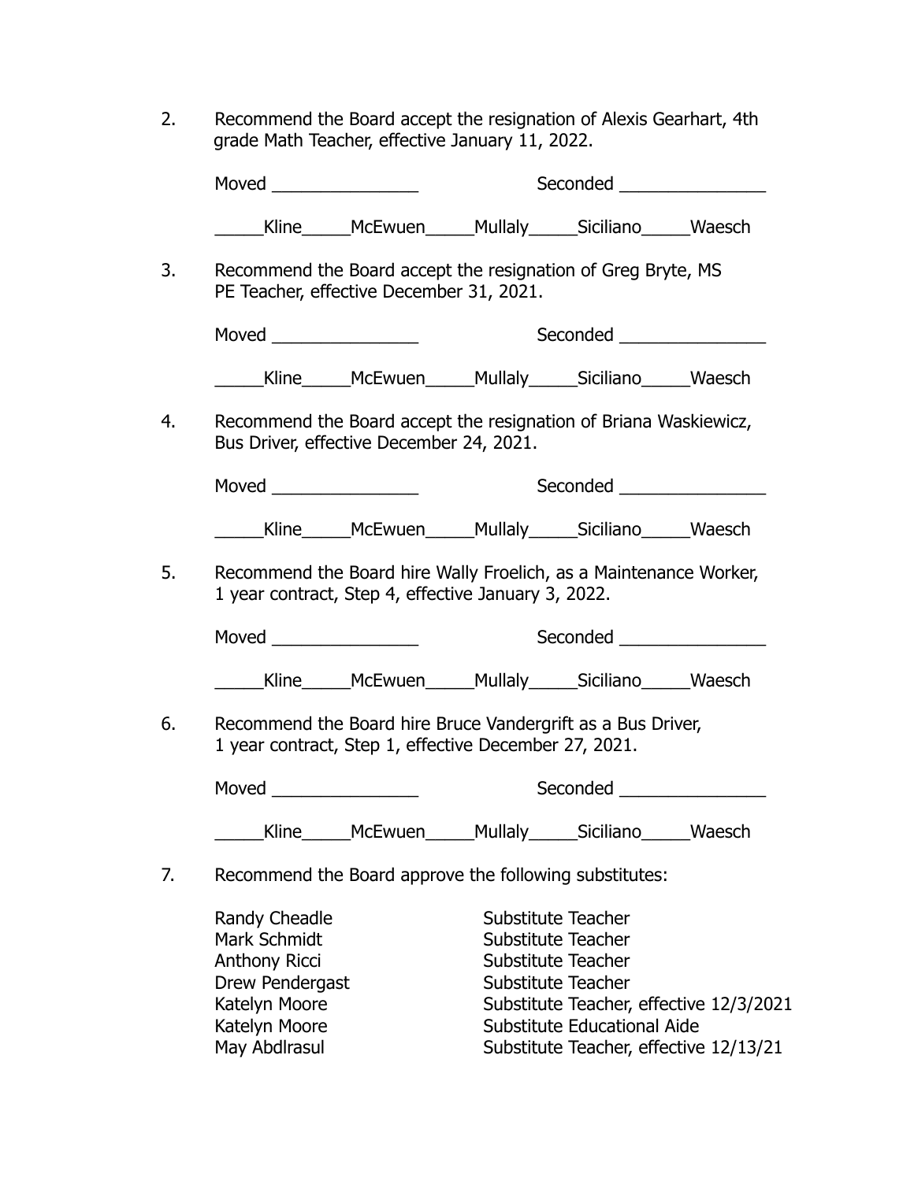2. Recommend the Board accept the resignation of Alexis Gearhart, 4th grade Math Teacher, effective January 11, 2022.

   Moved _______________ Seconded _______________

   _____Kline_____McEwuen_____Mullaly_____Siciliano_____Waesch

3. Recommend the Board accept the resignation of Greg Bryte, MS PE Teacher, effective December 31, 2021.

   Moved _______________ Seconded _______________

   _____Kline_____McEwuen_____Mullaly_____Siciliano_____Waesch

4. Recommend the Board accept the resignation of Briana Waskiewicz, Bus Driver, effective December 24, 2021.

   Moved _______________ Seconded _______________

   _____Kline_____McEwuen_____Mullaly_____Siciliano_____Waesch

5. Recommend the Board hire Wally Froelich, as a Maintenance Worker, 1 year contract, Step 4, effective January 3, 2022.

   Moved _______________ Seconded _______________

   _____Kline_____McEwuen_____Mullaly_____Siciliano_____Waesch

6. Recommend the Board hire Bruce Vandergrift as a Bus Driver, 1 year contract, Step 1, effective December 27, 2021.

   Moved _______________ Seconded _______________

   _____Kline_____McEwuen_____Mullaly_____Siciliano_____Waesch

7. Recommend the Board approve the following substitutes:

| | |
|---|---|
| Randy Cheadle | Substitute Teacher |
| Mark Schmidt | Substitute Teacher |
| Anthony Ricci | Substitute Teacher |
| Drew Pendergast | Substitute Teacher |
| Katelyn Moore | Substitute Teacher, effective 12/3/2021 |
| Katelyn Moore | Substitute Educational Aide |
| May Abdlrasul | Substitute Teacher, effective 12/13/21 |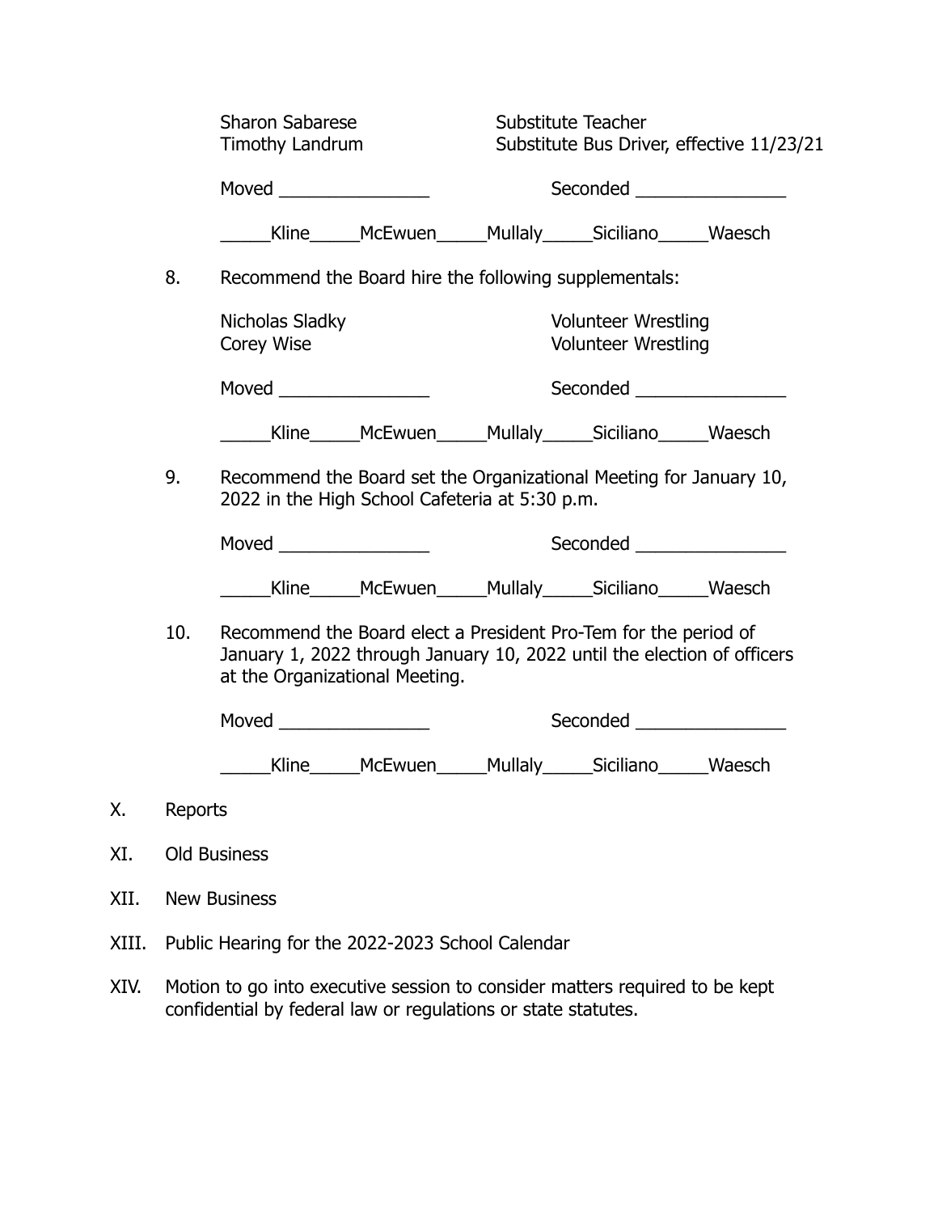Sharon Sabarese — Substitute Teacher
Timothy Landrum — Substitute Bus Driver, effective 11/23/21

Moved _______________ Seconded _______________

_____Kline_____McEwuen_____Mullaly_____Siciliano_____Waesch

8. Recommend the Board hire the following supplementals:

   Nicholas Sladky — Volunteer Wrestling
   Corey Wise — Volunteer Wrestling

   Moved _______________ Seconded _______________

   _____Kline_____McEwuen_____Mullaly_____Siciliano_____Waesch

9. Recommend the Board set the Organizational Meeting for January 10, 2022 in the High School Cafeteria at 5:30 p.m.

   Moved _______________ Seconded _______________

   _____Kline_____McEwuen_____Mullaly_____Siciliano_____Waesch

10. Recommend the Board elect a President Pro-Tem for the period of January 1, 2022 through January 10, 2022 until the election of officers at the Organizational Meeting.

    Moved _______________ Seconded _______________

    _____Kline_____McEwuen_____Mullaly_____Siciliano_____Waesch

X. Reports

XI. Old Business

XII. New Business

XIII. Public Hearing for the 2022-2023 School Calendar

XIV. Motion to go into executive session to consider matters required to be kept confidential by federal law or regulations or state statutes.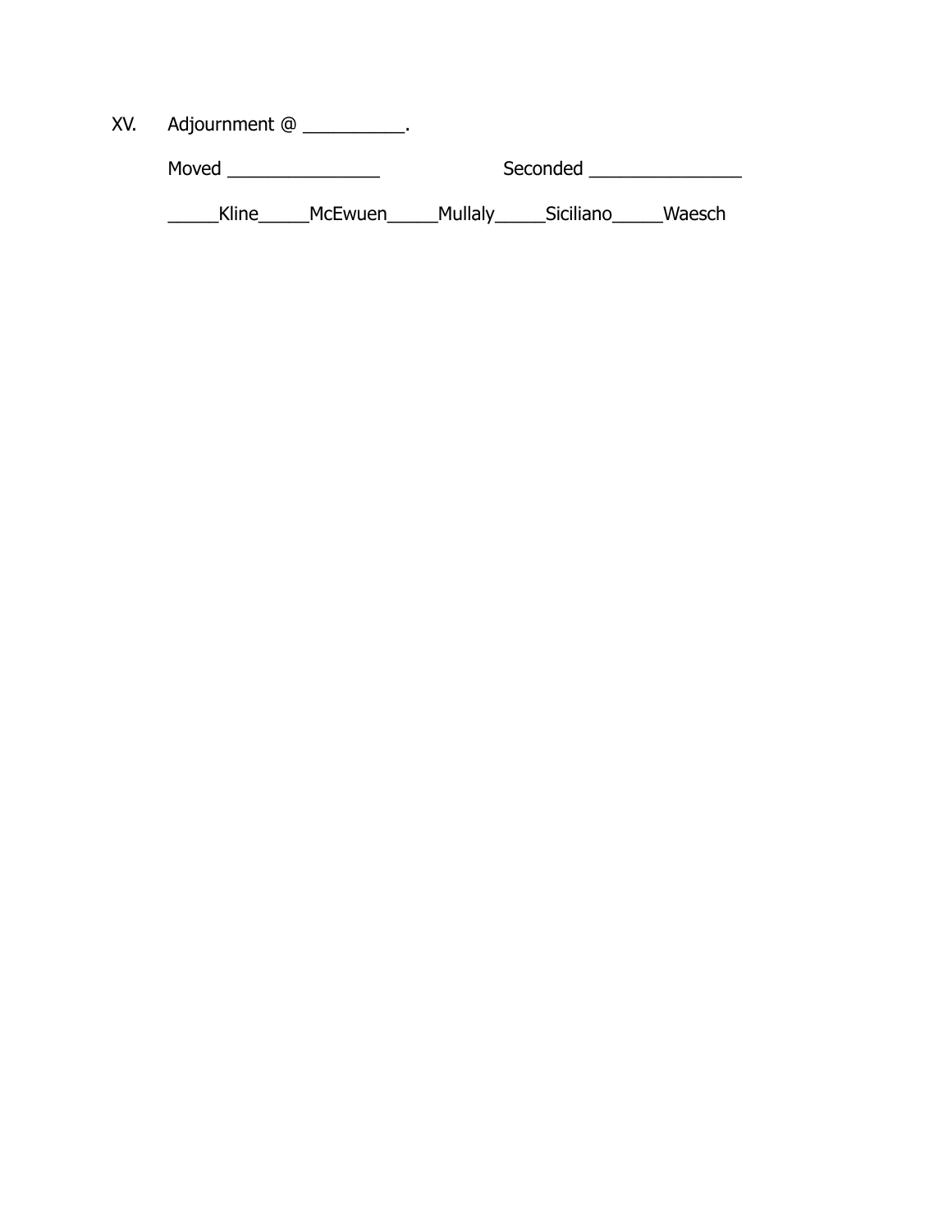XV. Adjournment @ __________.

Moved _______________ Seconded _______________

_____Kline_____McEwuen_____Mullaly_____Siciliano_____Waesch